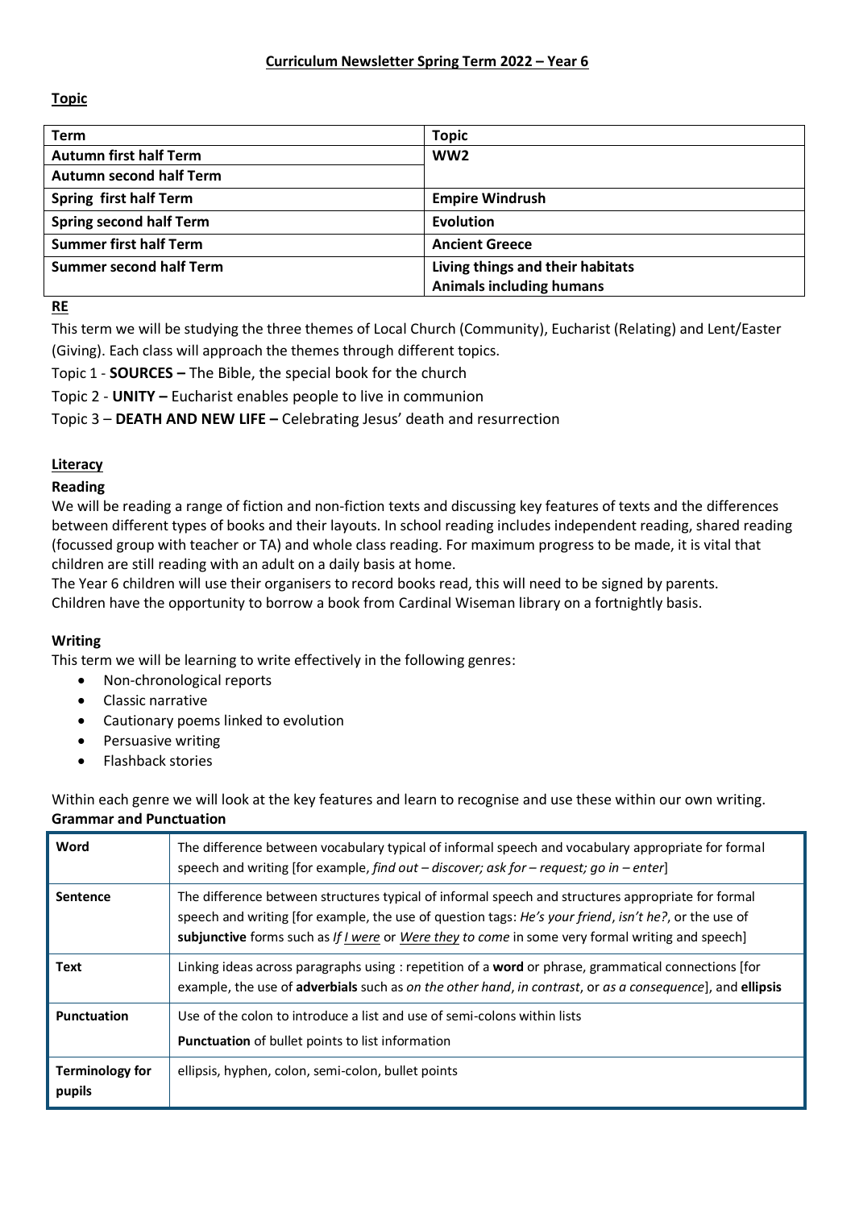# Curriculum Newsletter Spring Term 2022 – Year 6

## Topic

| Term | Topic |
|---|---|
| **Autumn first half Term** | **WW2** |
| **Autumn second half Term** | |
| **Spring first half Term** | **Empire Windrush** |
| **Spring second half Term** | **Evolution** |
| **Summer first half Term** | **Ancient Greece** |
| **Summer second half Term** | **Living things and their habitats**<br>**Animals including humans** |

## RE

This term we will be studying the three themes of Local Church (Community), Eucharist (Relating) and Lent/Easter (Giving). Each class will approach the themes through different topics.

Topic 1 - **SOURCES –** The Bible, the special book for the church

Topic 2 - **UNITY –** Eucharist enables people to live in communion

Topic 3 – **DEATH AND NEW LIFE –** Celebrating Jesus' death and resurrection

## Literacy

### Reading

We will be reading a range of fiction and non-fiction texts and discussing key features of texts and the differences between different types of books and their layouts. In school reading includes independent reading, shared reading (focussed group with teacher or TA) and whole class reading. For maximum progress to be made, it is vital that children are still reading with an adult on a daily basis at home.

The Year 6 children will use their organisers to record books read, this will need to be signed by parents.

Children have the opportunity to borrow a book from Cardinal Wiseman library on a fortnightly basis.

### Writing

This term we will be learning to write effectively in the following genres:

- Non-chronological reports
- Classic narrative
- Cautionary poems linked to evolution
- Persuasive writing
- Flashback stories

Within each genre we will look at the key features and learn to recognise and use these within our own writing.

### Grammar and Punctuation

| | |
|---|---|
| **Word** | The difference between vocabulary typical of informal speech and vocabulary appropriate for formal speech and writing [for example, *find out – discover; ask for – request; go in – enter*] |
| **Sentence** | The difference between structures typical of informal speech and structures appropriate for formal speech and writing [for example, the use of question tags: *He's your friend*, *isn't he?*, or the use of **subjunctive** forms such as *If I were* or *Were they to come* in some very formal writing and speech] |
| **Text** | Linking ideas across paragraphs using : repetition of a **word** or phrase, grammatical connections [for example, the use of **adverbials** such as *on the other hand*, *in contrast*, or *as a consequence*], and **ellipsis** |
| **Punctuation** | Use of the colon to introduce a list and use of semi-colons within lists<br>**Punctuation** of bullet points to list information |
| **Terminology for pupils** | ellipsis, hyphen, colon, semi-colon, bullet points |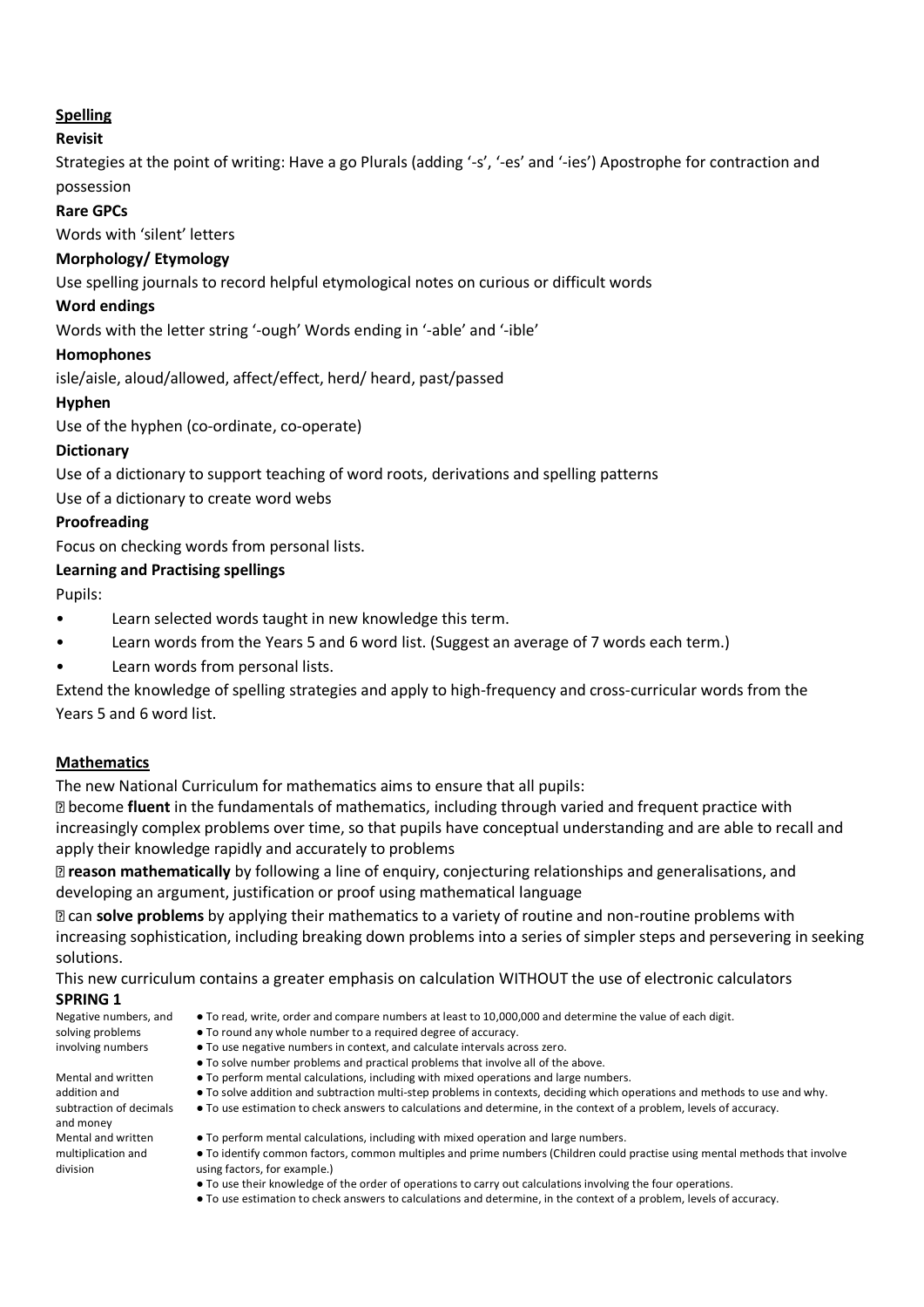## Spelling

**Revisit**

Strategies at the point of writing: Have a go Plurals (adding '-s', '-es' and '-ies') Apostrophe for contraction and possession

**Rare GPCs**

Words with 'silent' letters

**Morphology/ Etymology**

Use spelling journals to record helpful etymological notes on curious or difficult words

**Word endings**

Words with the letter string '-ough' Words ending in '-able' and '-ible'

**Homophones**

isle/aisle, aloud/allowed, affect/effect, herd/ heard, past/passed

**Hyphen**

Use of the hyphen (co-ordinate, co-operate)

**Dictionary**

Use of a dictionary to support teaching of word roots, derivations and spelling patterns

Use of a dictionary to create word webs

**Proofreading**

Focus on checking words from personal lists.

**Learning and Practising spellings**

Pupils:

- Learn selected words taught in new knowledge this term.
- Learn words from the Years 5 and 6 word list. (Suggest an average of 7 words each term.)
- Learn words from personal lists.

Extend the knowledge of spelling strategies and apply to high-frequency and cross-curricular words from the Years 5 and 6 word list.

## Mathematics

The new National Curriculum for mathematics aims to ensure that all pupils:

- become **fluent** in the fundamentals of mathematics, including through varied and frequent practice with increasingly complex problems over time, so that pupils have conceptual understanding and are able to recall and apply their knowledge rapidly and accurately to problems
- **reason mathematically** by following a line of enquiry, conjecturing relationships and generalisations, and developing an argument, justification or proof using mathematical language
- can **solve problems** by applying their mathematics to a variety of routine and non-routine problems with increasing sophistication, including breaking down problems into a series of simpler steps and persevering in seeking solutions.

This new curriculum contains a greater emphasis on calculation WITHOUT the use of electronic calculators

**SPRING 1**

| | |
|---|---|
| Negative numbers, and solving problems involving numbers | ● To read, write, order and compare numbers at least to 10,000,000 and determine the value of each digit.<br>● To round any whole number to a required degree of accuracy.<br>● To use negative numbers in context, and calculate intervals across zero.<br>● To solve number problems and practical problems that involve all of the above. |
| Mental and written addition and subtraction of decimals and money | ● To perform mental calculations, including with mixed operations and large numbers.<br>● To solve addition and subtraction multi-step problems in contexts, deciding which operations and methods to use and why.<br>● To use estimation to check answers to calculations and determine, in the context of a problem, levels of accuracy. |
| Mental and written multiplication and division | ● To perform mental calculations, including with mixed operation and large numbers.<br>● To identify common factors, common multiples and prime numbers (Children could practise using mental methods that involve using factors, for example.)<br>● To use their knowledge of the order of operations to carry out calculations involving the four operations.<br>● To use estimation to check answers to calculations and determine, in the context of a problem, levels of accuracy. |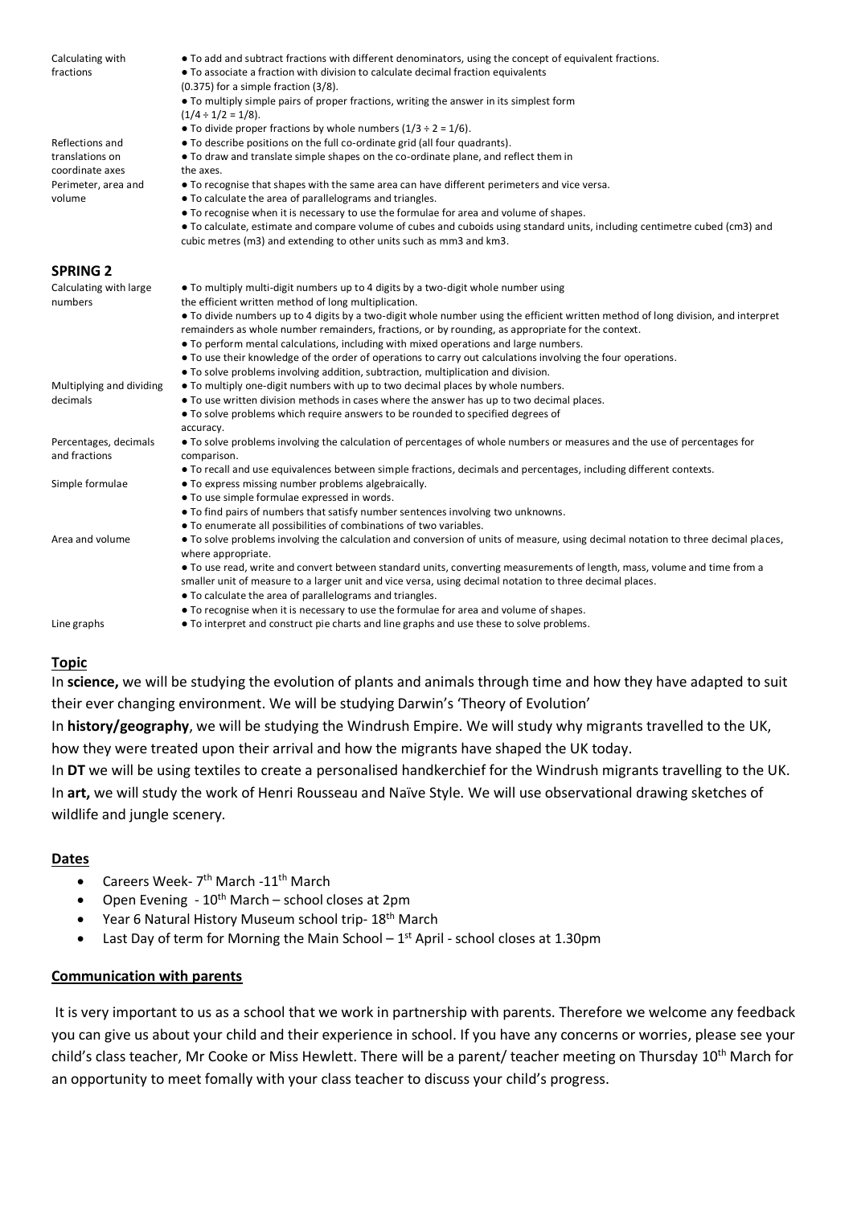| | |
|---|---|
| Calculating with fractions | • To add and subtract fractions with different denominators, using the concept of equivalent fractions.<br>• To associate a fraction with division to calculate decimal fraction equivalents (0.375) for a simple fraction (3/8).<br>• To multiply simple pairs of proper fractions, writing the answer in its simplest form ($1/4 \div 1/2 = 1/8$).<br>• To divide proper fractions by whole numbers ($1/3 \div 2 = 1/6$). |
| Reflections and translations on coordinate axes | • To describe positions on the full co-ordinate grid (all four quadrants).<br>• To draw and translate simple shapes on the co-ordinate plane, and reflect them in the axes. |
| Perimeter, area and volume | • To recognise that shapes with the same area can have different perimeters and vice versa.<br>• To calculate the area of parallelograms and triangles.<br>• To recognise when it is necessary to use the formulae for area and volume of shapes.<br>• To calculate, estimate and compare volume of cubes and cuboids using standard units, including centimetre cubed (cm3) and cubic metres (m3) and extending to other units such as mm3 and km3. |

## SPRING 2

| | |
|---|---|
| Calculating with large numbers | • To multiply multi-digit numbers up to 4 digits by a two-digit whole number using the efficient written method of long multiplication.<br>• To divide numbers up to 4 digits by a two-digit whole number using the efficient written method of long division, and interpret remainders as whole number remainders, fractions, or by rounding, as appropriate for the context.<br>• To perform mental calculations, including with mixed operations and large numbers.<br>• To use their knowledge of the order of operations to carry out calculations involving the four operations.<br>• To solve problems involving addition, subtraction, multiplication and division. |
| Multiplying and dividing decimals | • To multiply one-digit numbers with up to two decimal places by whole numbers.<br>• To use written division methods in cases where the answer has up to two decimal places.<br>• To solve problems which require answers to be rounded to specified degrees of accuracy. |
| Percentages, decimals and fractions | • To solve problems involving the calculation of percentages of whole numbers or measures and the use of percentages for comparison.<br>• To recall and use equivalences between simple fractions, decimals and percentages, including different contexts. |
| Simple formulae | • To express missing number problems algebraically.<br>• To use simple formulae expressed in words.<br>• To find pairs of numbers that satisfy number sentences involving two unknowns.<br>• To enumerate all possibilities of combinations of two variables. |
| Area and volume | • To solve problems involving the calculation and conversion of units of measure, using decimal notation to three decimal places, where appropriate.<br>• To use read, write and convert between standard units, converting measurements of length, mass, volume and time from a smaller unit of measure to a larger unit and vice versa, using decimal notation to three decimal places.<br>• To calculate the area of parallelograms and triangles.<br>• To recognise when it is necessary to use the formulae for area and volume of shapes. |
| Line graphs | • To interpret and construct pie charts and line graphs and use these to solve problems. |

## Topic

In **science,** we will be studying the evolution of plants and animals through time and how they have adapted to suit their ever changing environment. We will be studying Darwin's 'Theory of Evolution'

In **history/geography**, we will be studying the Windrush Empire. We will study why migrants travelled to the UK, how they were treated upon their arrival and how the migrants have shaped the UK today.

In **DT** we will be using textiles to create a personalised handkerchief for the Windrush migrants travelling to the UK.

In **art,** we will study the work of Henri Rousseau and Naïve Style. We will use observational drawing sketches of wildlife and jungle scenery.

## Dates

- Careers Week- 7th March -11th March
- Open Evening - 10th March – school closes at 2pm
- Year 6 Natural History Museum school trip- 18th March
- Last Day of term for Morning the Main School – 1st April - school closes at 1.30pm

## Communication with parents

It is very important to us as a school that we work in partnership with parents. Therefore we welcome any feedback you can give us about your child and their experience in school. If you have any concerns or worries, please see your child's class teacher, Mr Cooke or Miss Hewlett. There will be a parent/ teacher meeting on Thursday 10th March for an opportunity to meet fomally with your class teacher to discuss your child's progress.